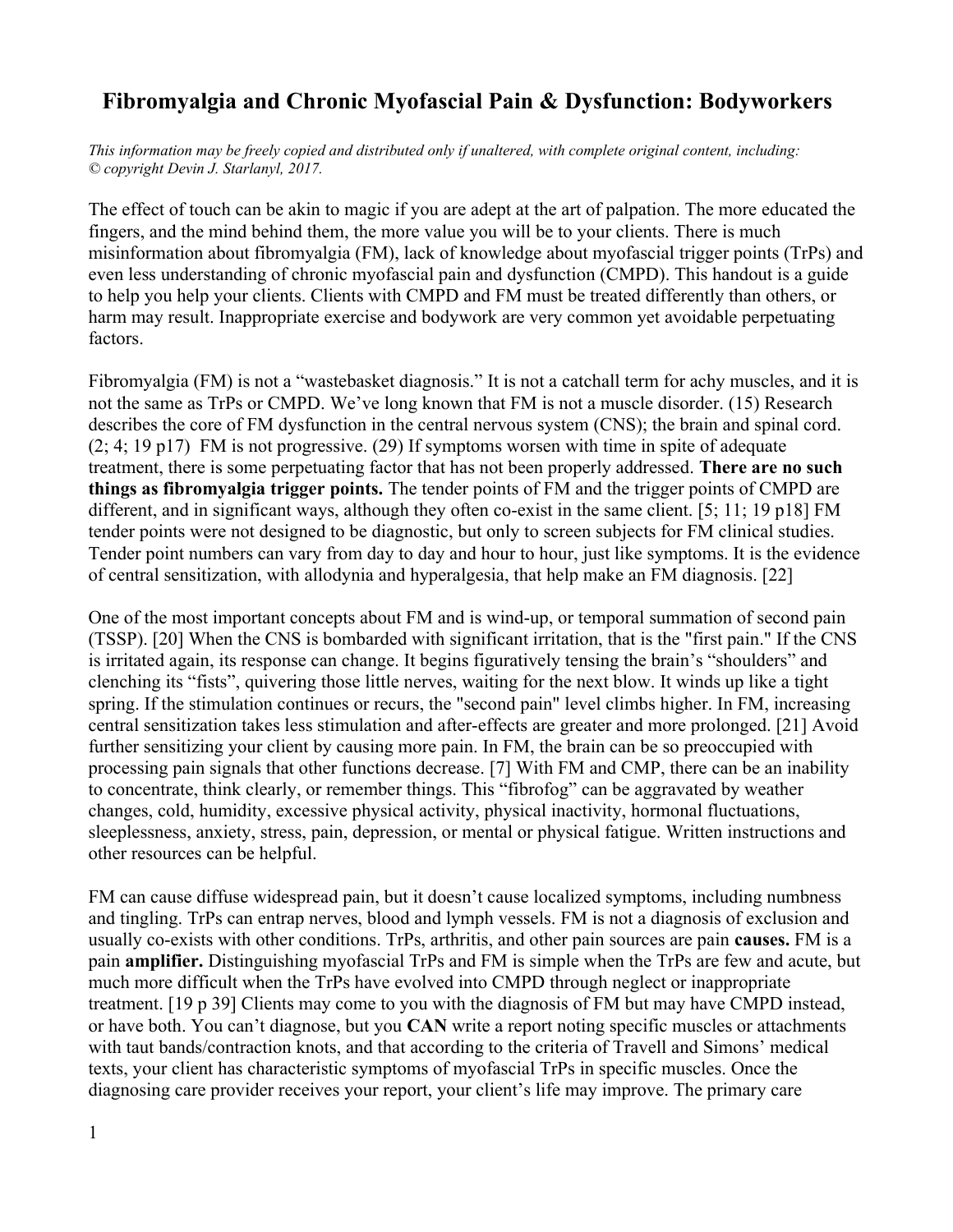# Fibromyalgia and Chronic Myofascial Pain & Dysfunction: Bodyworkers

*This information may be freely copied and distributed only if unaltered, with complete original content, including: © copyright Devin J. Starlanyl, 2017.*

The effect of touch can be akin to magic if you are adept at the art of palpation. The more educated the fingers, and the mind behind them, the more value you will be to your clients. There is much misinformation about fibromyalgia (FM), lack of knowledge about myofascial trigger points (TrPs) and even less understanding of chronic myofascial pain and dysfunction (CMPD). This handout is a guide to help you help your clients. Clients with CMPD and FM must be treated differently than others, or harm may result. Inappropriate exercise and bodywork are very common yet avoidable perpetuating factors.

Fibromyalgia (FM) is not a "wastebasket diagnosis." It is not a catchall term for achy muscles, and it is not the same as TrPs or CMPD. We've long known that FM is not a muscle disorder. (15) Research describes the core of FM dysfunction in the central nervous system (CNS); the brain and spinal cord. (2; 4; 19 p17) FM is not progressive. (29) If symptoms worsen with time in spite of adequate treatment, there is some perpetuating factor that has not been properly addressed. **There are no such things as fibromyalgia trigger points.** The tender points of FM and the trigger points of CMPD are different, and in significant ways, although they often co-exist in the same client. [5; 11; 19 p18] FM tender points were not designed to be diagnostic, but only to screen subjects for FM clinical studies. Tender point numbers can vary from day to day and hour to hour, just like symptoms. It is the evidence of central sensitization, with allodynia and hyperalgesia, that help make an FM diagnosis. [22]

One of the most important concepts about FM and is wind-up, or temporal summation of second pain (TSSP). [20] When the CNS is bombarded with significant irritation, that is the "first pain." If the CNS is irritated again, its response can change. It begins figuratively tensing the brain's "shoulders" and clenching its "fists", quivering those little nerves, waiting for the next blow. It winds up like a tight spring. If the stimulation continues or recurs, the "second pain" level climbs higher. In FM, increasing central sensitization takes less stimulation and after-effects are greater and more prolonged. [21] Avoid further sensitizing your client by causing more pain. In FM, the brain can be so preoccupied with processing pain signals that other functions decrease. [7] With FM and CMP, there can be an inability to concentrate, think clearly, or remember things. This "fibrofog" can be aggravated by weather changes, cold, humidity, excessive physical activity, physical inactivity, hormonal fluctuations, sleeplessness, anxiety, stress, pain, depression, or mental or physical fatigue. Written instructions and other resources can be helpful.

FM can cause diffuse widespread pain, but it doesn't cause localized symptoms, including numbness and tingling. TrPs can entrap nerves, blood and lymph vessels. FM is not a diagnosis of exclusion and usually co-exists with other conditions. TrPs, arthritis, and other pain sources are pain **causes.** FM is a pain **amplifier.** Distinguishing myofascial TrPs and FM is simple when the TrPs are few and acute, but much more difficult when the TrPs have evolved into CMPD through neglect or inappropriate treatment. [19 p 39] Clients may come to you with the diagnosis of FM but may have CMPD instead, or have both. You can't diagnose, but you **CAN** write a report noting specific muscles or attachments with taut bands/contraction knots, and that according to the criteria of Travell and Simons' medical texts, your client has characteristic symptoms of myofascial TrPs in specific muscles. Once the diagnosing care provider receives your report, your client's life may improve. The primary care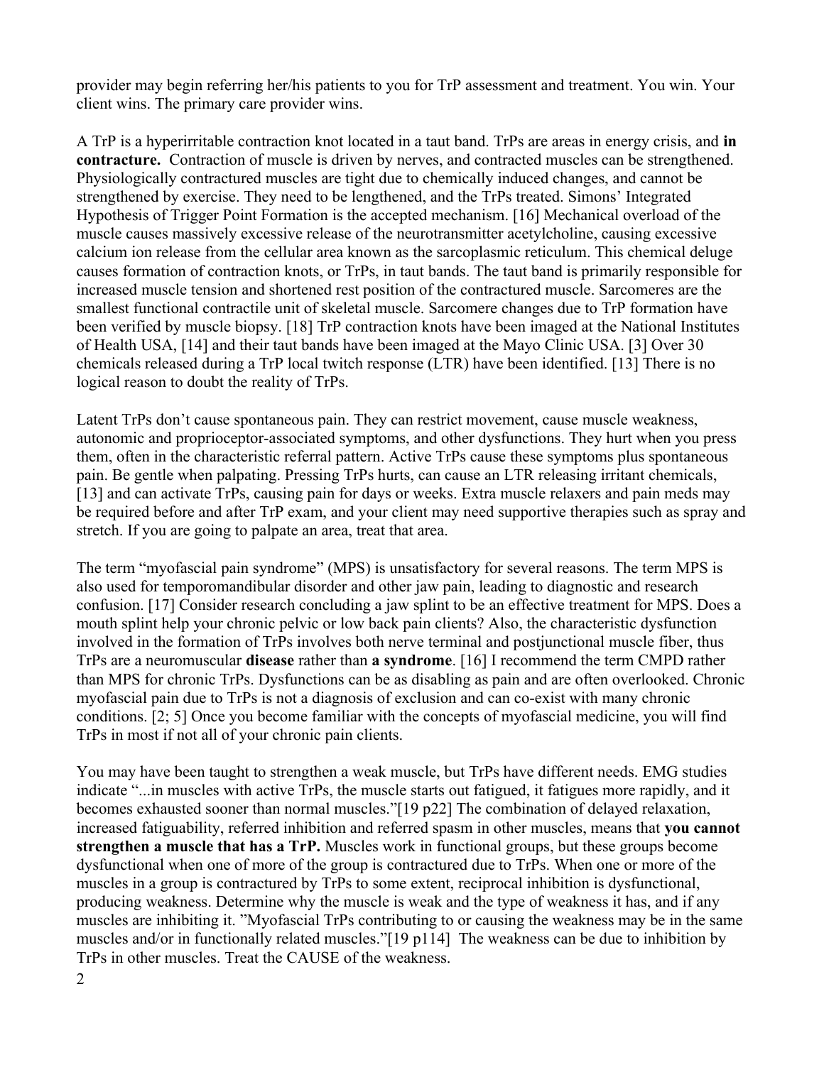provider may begin referring her/his patients to you for TrP assessment and treatment. You win. Your client wins. The primary care provider wins.

A TrP is a hyperirritable contraction knot located in a taut band. TrPs are areas in energy crisis, and **in contracture.** Contraction of muscle is driven by nerves, and contracted muscles can be strengthened. Physiologically contractured muscles are tight due to chemically induced changes, and cannot be strengthened by exercise. They need to be lengthened, and the TrPs treated. Simons' Integrated Hypothesis of Trigger Point Formation is the accepted mechanism. [16] Mechanical overload of the muscle causes massively excessive release of the neurotransmitter acetylcholine, causing excessive calcium ion release from the cellular area known as the sarcoplasmic reticulum. This chemical deluge causes formation of contraction knots, or TrPs, in taut bands. The taut band is primarily responsible for increased muscle tension and shortened rest position of the contractured muscle. Sarcomeres are the smallest functional contractile unit of skeletal muscle. Sarcomere changes due to TrP formation have been verified by muscle biopsy. [18] TrP contraction knots have been imaged at the National Institutes of Health USA, [14] and their taut bands have been imaged at the Mayo Clinic USA. [3] Over 30 chemicals released during a TrP local twitch response (LTR) have been identified. [13] There is no logical reason to doubt the reality of TrPs.

Latent TrPs don't cause spontaneous pain. They can restrict movement, cause muscle weakness, autonomic and proprioceptor-associated symptoms, and other dysfunctions. They hurt when you press them, often in the characteristic referral pattern. Active TrPs cause these symptoms plus spontaneous pain. Be gentle when palpating. Pressing TrPs hurts, can cause an LTR releasing irritant chemicals, [13] and can activate TrPs, causing pain for days or weeks. Extra muscle relaxers and pain meds may be required before and after TrP exam, and your client may need supportive therapies such as spray and stretch. If you are going to palpate an area, treat that area.

The term "myofascial pain syndrome" (MPS) is unsatisfactory for several reasons. The term MPS is also used for temporomandibular disorder and other jaw pain, leading to diagnostic and research confusion. [17] Consider research concluding a jaw splint to be an effective treatment for MPS. Does a mouth splint help your chronic pelvic or low back pain clients? Also, the characteristic dysfunction involved in the formation of TrPs involves both nerve terminal and postjunctional muscle fiber, thus TrPs are a neuromuscular **disease** rather than **a syndrome**. [16] I recommend the term CMPD rather than MPS for chronic TrPs. Dysfunctions can be as disabling as pain and are often overlooked. Chronic myofascial pain due to TrPs is not a diagnosis of exclusion and can co-exist with many chronic conditions. [2; 5] Once you become familiar with the concepts of myofascial medicine, you will find TrPs in most if not all of your chronic pain clients.

You may have been taught to strengthen a weak muscle, but TrPs have different needs. EMG studies indicate "...in muscles with active TrPs, the muscle starts out fatigued, it fatigues more rapidly, and it becomes exhausted sooner than normal muscles."[19 p22] The combination of delayed relaxation, increased fatiguability, referred inhibition and referred spasm in other muscles, means that **you cannot strengthen a muscle that has a TrP.** Muscles work in functional groups, but these groups become dysfunctional when one of more of the group is contractured due to TrPs. When one or more of the muscles in a group is contractured by TrPs to some extent, reciprocal inhibition is dysfunctional, producing weakness. Determine why the muscle is weak and the type of weakness it has, and if any muscles are inhibiting it. "Myofascial TrPs contributing to or causing the weakness may be in the same muscles and/or in functionally related muscles."[19 p114] The weakness can be due to inhibition by TrPs in other muscles. Treat the CAUSE of the weakness.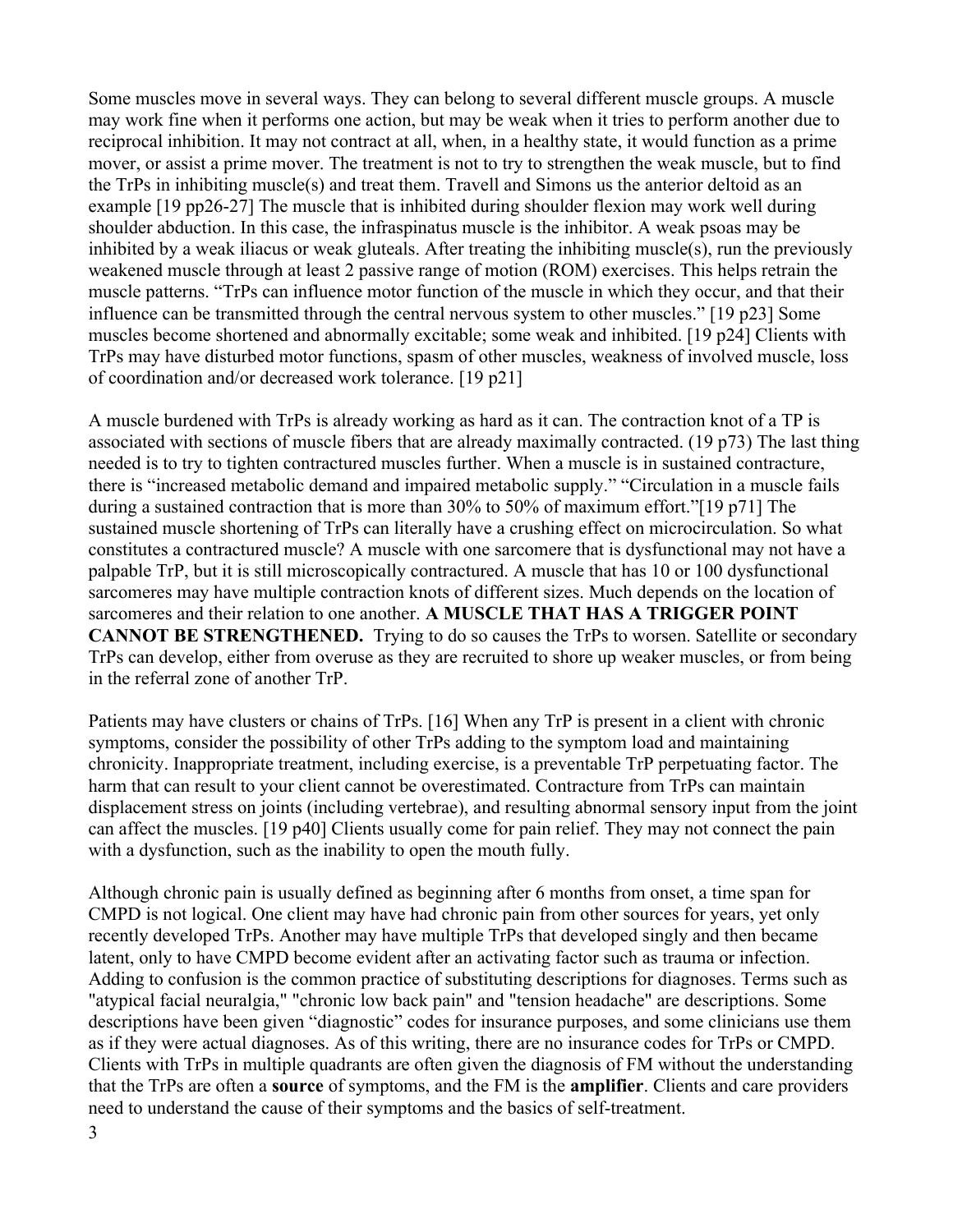Some muscles move in several ways. They can belong to several different muscle groups. A muscle may work fine when it performs one action, but may be weak when it tries to perform another due to reciprocal inhibition. It may not contract at all, when, in a healthy state, it would function as a prime mover, or assist a prime mover. The treatment is not to try to strengthen the weak muscle, but to find the TrPs in inhibiting muscle(s) and treat them. Travell and Simons us the anterior deltoid as an example [19 pp26-27] The muscle that is inhibited during shoulder flexion may work well during shoulder abduction. In this case, the infraspinatus muscle is the inhibitor. A weak psoas may be inhibited by a weak iliacus or weak gluteals. After treating the inhibiting muscle(s), run the previously weakened muscle through at least 2 passive range of motion (ROM) exercises. This helps retrain the muscle patterns. "TrPs can influence motor function of the muscle in which they occur, and that their influence can be transmitted through the central nervous system to other muscles." [19 p23] Some muscles become shortened and abnormally excitable; some weak and inhibited. [19 p24] Clients with TrPs may have disturbed motor functions, spasm of other muscles, weakness of involved muscle, loss of coordination and/or decreased work tolerance. [19 p21]

A muscle burdened with TrPs is already working as hard as it can. The contraction knot of a TP is associated with sections of muscle fibers that are already maximally contracted. (19 p73) The last thing needed is to try to tighten contractured muscles further. When a muscle is in sustained contracture, there is "increased metabolic demand and impaired metabolic supply." "Circulation in a muscle fails during a sustained contraction that is more than 30% to 50% of maximum effort."[19 p71] The sustained muscle shortening of TrPs can literally have a crushing effect on microcirculation. So what constitutes a contractured muscle? A muscle with one sarcomere that is dysfunctional may not have a palpable TrP, but it is still microscopically contractured. A muscle that has 10 or 100 dysfunctional sarcomeres may have multiple contraction knots of different sizes. Much depends on the location of sarcomeres and their relation to one another. **A MUSCLE THAT HAS A TRIGGER POINT CANNOT BE STRENGTHENED.** Trying to do so causes the TrPs to worsen. Satellite or secondary TrPs can develop, either from overuse as they are recruited to shore up weaker muscles, or from being in the referral zone of another TrP.

Patients may have clusters or chains of TrPs. [16] When any TrP is present in a client with chronic symptoms, consider the possibility of other TrPs adding to the symptom load and maintaining chronicity. Inappropriate treatment, including exercise, is a preventable TrP perpetuating factor. The harm that can result to your client cannot be overestimated. Contracture from TrPs can maintain displacement stress on joints (including vertebrae), and resulting abnormal sensory input from the joint can affect the muscles. [19 p40] Clients usually come for pain relief. They may not connect the pain with a dysfunction, such as the inability to open the mouth fully.

Although chronic pain is usually defined as beginning after 6 months from onset, a time span for CMPD is not logical. One client may have had chronic pain from other sources for years, yet only recently developed TrPs. Another may have multiple TrPs that developed singly and then became latent, only to have CMPD become evident after an activating factor such as trauma or infection. Adding to confusion is the common practice of substituting descriptions for diagnoses. Terms such as "atypical facial neuralgia," "chronic low back pain" and "tension headache" are descriptions. Some descriptions have been given "diagnostic" codes for insurance purposes, and some clinicians use them as if they were actual diagnoses. As of this writing, there are no insurance codes for TrPs or CMPD. Clients with TrPs in multiple quadrants are often given the diagnosis of FM without the understanding that the TrPs are often a **source** of symptoms, and the FM is the **amplifier**. Clients and care providers need to understand the cause of their symptoms and the basics of self-treatment.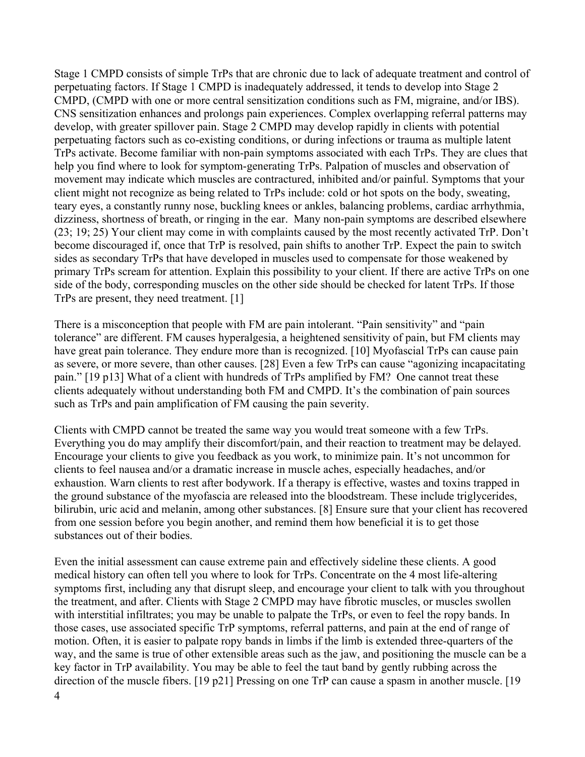Stage 1 CMPD consists of simple TrPs that are chronic due to lack of adequate treatment and control of perpetuating factors. If Stage 1 CMPD is inadequately addressed, it tends to develop into Stage 2 CMPD, (CMPD with one or more central sensitization conditions such as FM, migraine, and/or IBS). CNS sensitization enhances and prolongs pain experiences. Complex overlapping referral patterns may develop, with greater spillover pain. Stage 2 CMPD may develop rapidly in clients with potential perpetuating factors such as co-existing conditions, or during infections or trauma as multiple latent TrPs activate. Become familiar with non-pain symptoms associated with each TrPs. They are clues that help you find where to look for symptom-generating TrPs. Palpation of muscles and observation of movement may indicate which muscles are contractured, inhibited and/or painful. Symptoms that your client might not recognize as being related to TrPs include: cold or hot spots on the body, sweating, teary eyes, a constantly runny nose, buckling knees or ankles, balancing problems, cardiac arrhythmia, dizziness, shortness of breath, or ringing in the ear. Many non-pain symptoms are described elsewhere (23; 19; 25) Your client may come in with complaints caused by the most recently activated TrP. Don't become discouraged if, once that TrP is resolved, pain shifts to another TrP. Expect the pain to switch sides as secondary TrPs that have developed in muscles used to compensate for those weakened by primary TrPs scream for attention. Explain this possibility to your client. If there are active TrPs on one side of the body, corresponding muscles on the other side should be checked for latent TrPs. If those TrPs are present, they need treatment. [1]

There is a misconception that people with FM are pain intolerant. "Pain sensitivity" and "pain tolerance" are different. FM causes hyperalgesia, a heightened sensitivity of pain, but FM clients may have great pain tolerance. They endure more than is recognized. [10] Myofascial TrPs can cause pain as severe, or more severe, than other causes. [28] Even a few TrPs can cause "agonizing incapacitating pain." [19 p13] What of a client with hundreds of TrPs amplified by FM? One cannot treat these clients adequately without understanding both FM and CMPD. It's the combination of pain sources such as TrPs and pain amplification of FM causing the pain severity.

Clients with CMPD cannot be treated the same way you would treat someone with a few TrPs. Everything you do may amplify their discomfort/pain, and their reaction to treatment may be delayed. Encourage your clients to give you feedback as you work, to minimize pain. It's not uncommon for clients to feel nausea and/or a dramatic increase in muscle aches, especially headaches, and/or exhaustion. Warn clients to rest after bodywork. If a therapy is effective, wastes and toxins trapped in the ground substance of the myofascia are released into the bloodstream. These include triglycerides, bilirubin, uric acid and melanin, among other substances. [8] Ensure sure that your client has recovered from one session before you begin another, and remind them how beneficial it is to get those substances out of their bodies.

Even the initial assessment can cause extreme pain and effectively sideline these clients. A good medical history can often tell you where to look for TrPs. Concentrate on the 4 most life-altering symptoms first, including any that disrupt sleep, and encourage your client to talk with you throughout the treatment, and after. Clients with Stage 2 CMPD may have fibrotic muscles, or muscles swollen with interstitial infiltrates; you may be unable to palpate the TrPs, or even to feel the ropy bands. In those cases, use associated specific TrP symptoms, referral patterns, and pain at the end of range of motion. Often, it is easier to palpate ropy bands in limbs if the limb is extended three-quarters of the way, and the same is true of other extensible areas such as the jaw, and positioning the muscle can be a key factor in TrP availability. You may be able to feel the taut band by gently rubbing across the direction of the muscle fibers. [19 p21] Pressing on one TrP can cause a spasm in another muscle. [19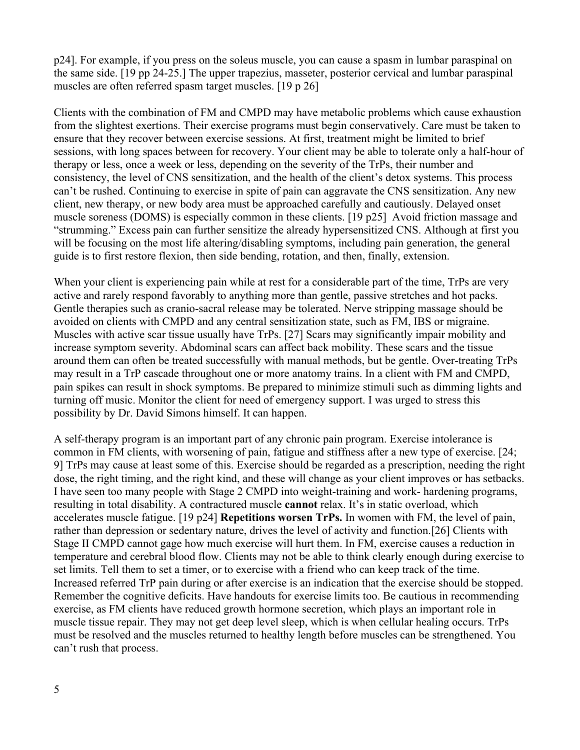p24]. For example, if you press on the soleus muscle, you can cause a spasm in lumbar paraspinal on the same side. [19 pp 24-25.] The upper trapezius, masseter, posterior cervical and lumbar paraspinal muscles are often referred spasm target muscles. [19 p 26]

Clients with the combination of FM and CMPD may have metabolic problems which cause exhaustion from the slightest exertions. Their exercise programs must begin conservatively. Care must be taken to ensure that they recover between exercise sessions. At first, treatment might be limited to brief sessions, with long spaces between for recovery. Your client may be able to tolerate only a half-hour of therapy or less, once a week or less, depending on the severity of the TrPs, their number and consistency, the level of CNS sensitization, and the health of the client's detox systems. This process can't be rushed. Continuing to exercise in spite of pain can aggravate the CNS sensitization. Any new client, new therapy, or new body area must be approached carefully and cautiously. Delayed onset muscle soreness (DOMS) is especially common in these clients. [19 p25] Avoid friction massage and "strumming." Excess pain can further sensitize the already hypersensitized CNS. Although at first you will be focusing on the most life altering/disabling symptoms, including pain generation, the general guide is to first restore flexion, then side bending, rotation, and then, finally, extension.

When your client is experiencing pain while at rest for a considerable part of the time, TrPs are very active and rarely respond favorably to anything more than gentle, passive stretches and hot packs. Gentle therapies such as cranio-sacral release may be tolerated. Nerve stripping massage should be avoided on clients with CMPD and any central sensitization state, such as FM, IBS or migraine. Muscles with active scar tissue usually have TrPs. [27] Scars may significantly impair mobility and increase symptom severity. Abdominal scars can affect back mobility. These scars and the tissue around them can often be treated successfully with manual methods, but be gentle. Over-treating TrPs may result in a TrP cascade throughout one or more anatomy trains. In a client with FM and CMPD, pain spikes can result in shock symptoms. Be prepared to minimize stimuli such as dimming lights and turning off music. Monitor the client for need of emergency support. I was urged to stress this possibility by Dr. David Simons himself. It can happen.

A self-therapy program is an important part of any chronic pain program. Exercise intolerance is common in FM clients, with worsening of pain, fatigue and stiffness after a new type of exercise. [24; 9] TrPs may cause at least some of this. Exercise should be regarded as a prescription, needing the right dose, the right timing, and the right kind, and these will change as your client improves or has setbacks. I have seen too many people with Stage 2 CMPD into weight-training and work- hardening programs, resulting in total disability. A contractured muscle **cannot** relax. It's in static overload, which accelerates muscle fatigue. [19 p24] **Repetitions worsen TrPs.** In women with FM, the level of pain, rather than depression or sedentary nature, drives the level of activity and function.[26] Clients with Stage II CMPD cannot gage how much exercise will hurt them. In FM, exercise causes a reduction in temperature and cerebral blood flow. Clients may not be able to think clearly enough during exercise to set limits. Tell them to set a timer, or to exercise with a friend who can keep track of the time. Increased referred TrP pain during or after exercise is an indication that the exercise should be stopped. Remember the cognitive deficits. Have handouts for exercise limits too. Be cautious in recommending exercise, as FM clients have reduced growth hormone secretion, which plays an important role in muscle tissue repair. They may not get deep level sleep, which is when cellular healing occurs. TrPs must be resolved and the muscles returned to healthy length before muscles can be strengthened. You can't rush that process.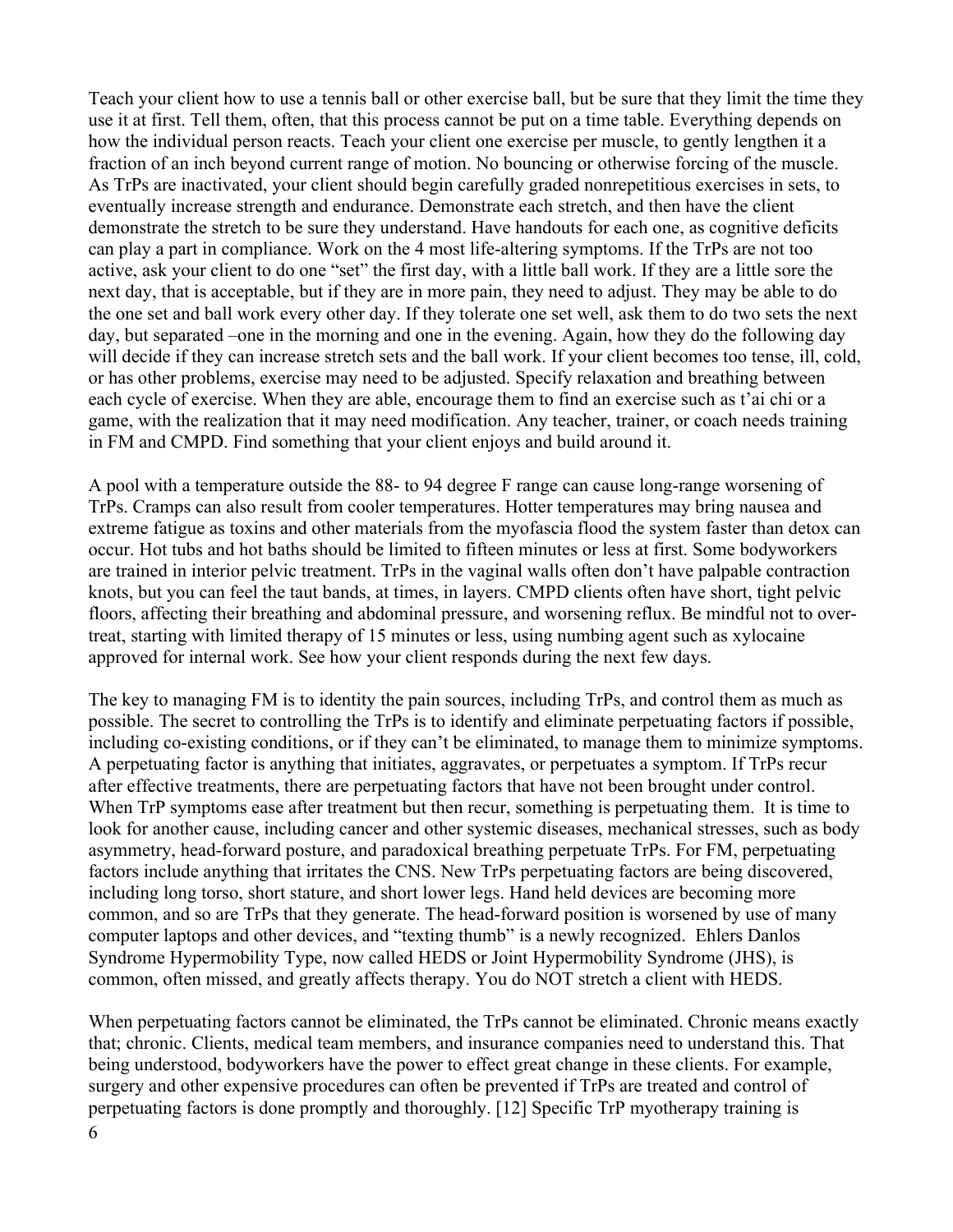Teach your client how to use a tennis ball or other exercise ball, but be sure that they limit the time they use it at first. Tell them, often, that this process cannot be put on a time table. Everything depends on how the individual person reacts. Teach your client one exercise per muscle, to gently lengthen it a fraction of an inch beyond current range of motion. No bouncing or otherwise forcing of the muscle. As TrPs are inactivated, your client should begin carefully graded nonrepetitious exercises in sets, to eventually increase strength and endurance. Demonstrate each stretch, and then have the client demonstrate the stretch to be sure they understand. Have handouts for each one, as cognitive deficits can play a part in compliance. Work on the 4 most life-altering symptoms. If the TrPs are not too active, ask your client to do one "set" the first day, with a little ball work. If they are a little sore the next day, that is acceptable, but if they are in more pain, they need to adjust. They may be able to do the one set and ball work every other day. If they tolerate one set well, ask them to do two sets the next day, but separated –one in the morning and one in the evening. Again, how they do the following day will decide if they can increase stretch sets and the ball work. If your client becomes too tense, ill, cold, or has other problems, exercise may need to be adjusted. Specify relaxation and breathing between each cycle of exercise. When they are able, encourage them to find an exercise such as t'ai chi or a game, with the realization that it may need modification. Any teacher, trainer, or coach needs training in FM and CMPD. Find something that your client enjoys and build around it.

A pool with a temperature outside the 88- to 94 degree F range can cause long-range worsening of TrPs. Cramps can also result from cooler temperatures. Hotter temperatures may bring nausea and extreme fatigue as toxins and other materials from the myofascia flood the system faster than detox can occur. Hot tubs and hot baths should be limited to fifteen minutes or less at first. Some bodyworkers are trained in interior pelvic treatment. TrPs in the vaginal walls often don't have palpable contraction knots, but you can feel the taut bands, at times, in layers. CMPD clients often have short, tight pelvic floors, affecting their breathing and abdominal pressure, and worsening reflux. Be mindful not to over-treat, starting with limited therapy of 15 minutes or less, using numbing agent such as xylocaine approved for internal work. See how your client responds during the next few days.

The key to managing FM is to identity the pain sources, including TrPs, and control them as much as possible. The secret to controlling the TrPs is to identify and eliminate perpetuating factors if possible, including co-existing conditions, or if they can't be eliminated, to manage them to minimize symptoms. A perpetuating factor is anything that initiates, aggravates, or perpetuates a symptom. If TrPs recur after effective treatments, there are perpetuating factors that have not been brought under control. When TrP symptoms ease after treatment but then recur, something is perpetuating them. It is time to look for another cause, including cancer and other systemic diseases, mechanical stresses, such as body asymmetry, head-forward posture, and paradoxical breathing perpetuate TrPs. For FM, perpetuating factors include anything that irritates the CNS. New TrPs perpetuating factors are being discovered, including long torso, short stature, and short lower legs. Hand held devices are becoming more common, and so are TrPs that they generate. The head-forward position is worsened by use of many computer laptops and other devices, and "texting thumb" is a newly recognized. Ehlers Danlos Syndrome Hypermobility Type, now called HEDS or Joint Hypermobility Syndrome (JHS), is common, often missed, and greatly affects therapy. You do NOT stretch a client with HEDS.

When perpetuating factors cannot be eliminated, the TrPs cannot be eliminated. Chronic means exactly that; chronic. Clients, medical team members, and insurance companies need to understand this. That being understood, bodyworkers have the power to effect great change in these clients. For example, surgery and other expensive procedures can often be prevented if TrPs are treated and control of perpetuating factors is done promptly and thoroughly. [12] Specific TrP myotherapy training is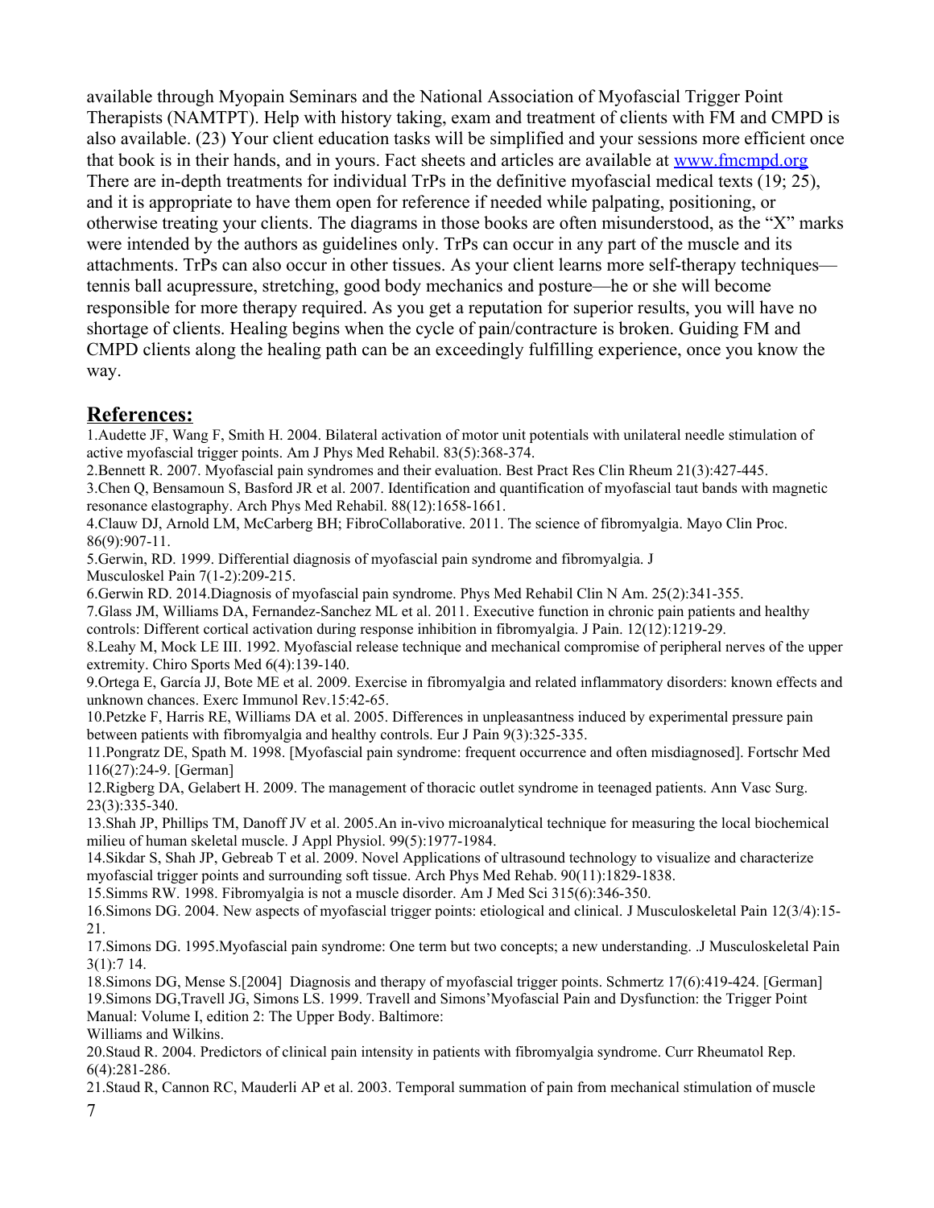available through Myopain Seminars and the National Association of Myofascial Trigger Point Therapists (NAMTPT). Help with history taking, exam and treatment of clients with FM and CMPD is also available. (23) Your client education tasks will be simplified and your sessions more efficient once that book is in their hands, and in yours. Fact sheets and articles are available at www.fmcmpd.org There are in-depth treatments for individual TrPs in the definitive myofascial medical texts (19; 25), and it is appropriate to have them open for reference if needed while palpating, positioning, or otherwise treating your clients. The diagrams in those books are often misunderstood, as the "X" marks were intended by the authors as guidelines only. TrPs can occur in any part of the muscle and its attachments. TrPs can also occur in other tissues. As your client learns more self-therapy techniques—tennis ball acupressure, stretching, good body mechanics and posture—he or she will become responsible for more therapy required. As you get a reputation for superior results, you will have no shortage of clients. Healing begins when the cycle of pain/contracture is broken. Guiding FM and CMPD clients along the healing path can be an exceedingly fulfilling experience, once you know the way.

## References:

1.Audette JF, Wang F, Smith H. 2004. Bilateral activation of motor unit potentials with unilateral needle stimulation of active myofascial trigger points. Am J Phys Med Rehabil. 83(5):368-374.

2.Bennett R. 2007. Myofascial pain syndromes and their evaluation. Best Pract Res Clin Rheum 21(3):427-445.

3.Chen Q, Bensamoun S, Basford JR et al. 2007. Identification and quantification of myofascial taut bands with magnetic resonance elastography. Arch Phys Med Rehabil. 88(12):1658-1661.

4.Clauw DJ, Arnold LM, McCarberg BH; FibroCollaborative. 2011. The science of fibromyalgia. Mayo Clin Proc. 86(9):907-11.

5.Gerwin, RD. 1999. Differential diagnosis of myofascial pain syndrome and fibromyalgia. J Musculoskel Pain 7(1-2):209-215.

6.Gerwin RD. 2014.Diagnosis of myofascial pain syndrome. Phys Med Rehabil Clin N Am. 25(2):341-355.

7.Glass JM, Williams DA, Fernandez-Sanchez ML et al. 2011. Executive function in chronic pain patients and healthy controls: Different cortical activation during response inhibition in fibromyalgia. J Pain. 12(12):1219-29.

8.Leahy M, Mock LE III. 1992. Myofascial release technique and mechanical compromise of peripheral nerves of the upper extremity. Chiro Sports Med 6(4):139-140.

9.Ortega E, García JJ, Bote ME et al. 2009. Exercise in fibromyalgia and related inflammatory disorders: known effects and unknown chances. Exerc Immunol Rev.15:42-65.

10.Petzke F, Harris RE, Williams DA et al. 2005. Differences in unpleasantness induced by experimental pressure pain between patients with fibromyalgia and healthy controls. Eur J Pain 9(3):325-335.

11.Pongratz DE, Spath M. 1998. [Myofascial pain syndrome: frequent occurrence and often misdiagnosed]. Fortschr Med 116(27):24-9. [German]

12.Rigberg DA, Gelabert H. 2009. The management of thoracic outlet syndrome in teenaged patients. Ann Vasc Surg. 23(3):335-340.

13.Shah JP, Phillips TM, Danoff JV et al. 2005.An in-vivo microanalytical technique for measuring the local biochemical milieu of human skeletal muscle. J Appl Physiol. 99(5):1977-1984.

14.Sikdar S, Shah JP, Gebreab T et al. 2009. Novel Applications of ultrasound technology to visualize and characterize myofascial trigger points and surrounding soft tissue. Arch Phys Med Rehab. 90(11):1829-1838.

15.Simms RW. 1998. Fibromyalgia is not a muscle disorder. Am J Med Sci 315(6):346-350.

16.Simons DG. 2004. New aspects of myofascial trigger points: etiological and clinical. J Musculoskeletal Pain 12(3/4):15-21.

17.Simons DG. 1995.Myofascial pain syndrome: One term but two concepts; a new understanding. .J Musculoskeletal Pain 3(1):7 14.

18.Simons DG, Mense S.[2004] Diagnosis and therapy of myofascial trigger points. Schmertz 17(6):419-424. [German]

19.Simons DG,Travell JG, Simons LS. 1999. Travell and Simons'Myofascial Pain and Dysfunction: the Trigger Point Manual: Volume I, edition 2: The Upper Body. Baltimore:
Williams and Wilkins.

20.Staud R. 2004. Predictors of clinical pain intensity in patients with fibromyalgia syndrome. Curr Rheumatol Rep. 6(4):281-286.

21.Staud R, Cannon RC, Mauderli AP et al. 2003. Temporal summation of pain from mechanical stimulation of muscle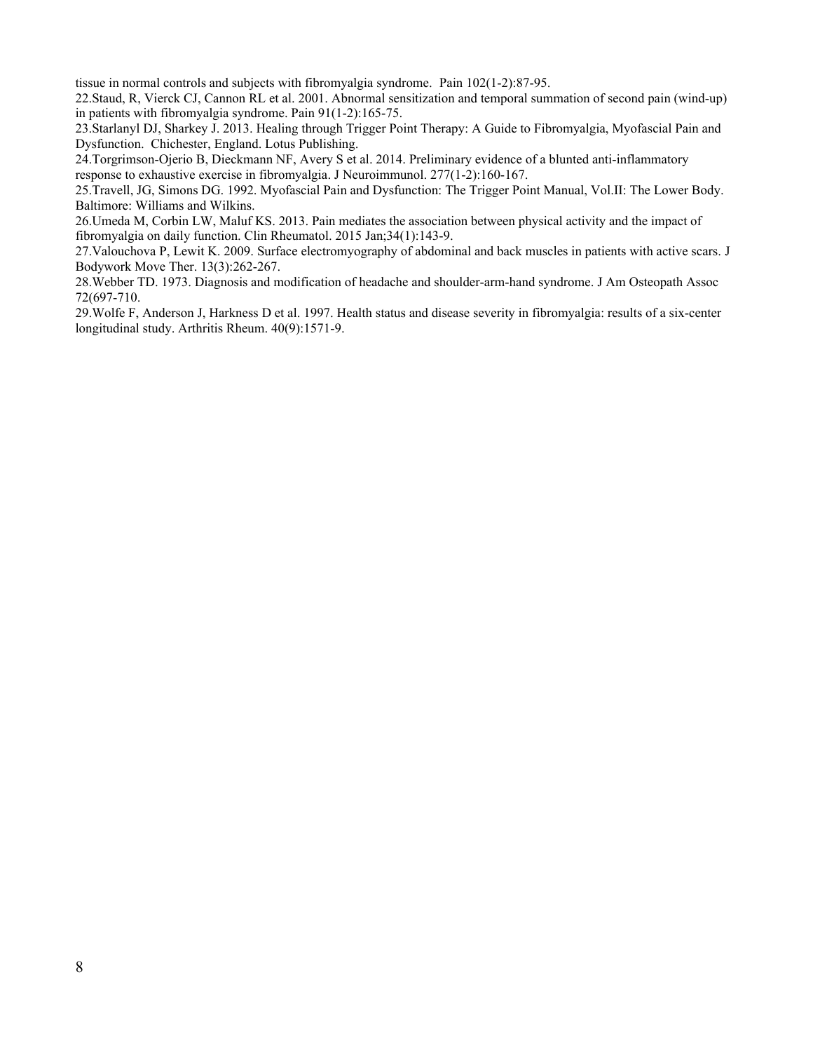tissue in normal controls and subjects with fibromyalgia syndrome. Pain 102(1-2):87-95.

22.Staud, R, Vierck CJ, Cannon RL et al. 2001. Abnormal sensitization and temporal summation of second pain (wind-up) in patients with fibromyalgia syndrome. Pain 91(1-2):165-75.

23.Starlanyl DJ, Sharkey J. 2013. Healing through Trigger Point Therapy: A Guide to Fibromyalgia, Myofascial Pain and Dysfunction. Chichester, England. Lotus Publishing.

24.Torgrimson-Ojerio B, Dieckmann NF, Avery S et al. 2014. Preliminary evidence of a blunted anti-inflammatory response to exhaustive exercise in fibromyalgia. J Neuroimmunol. 277(1-2):160-167.

25.Travell, JG, Simons DG. 1992. Myofascial Pain and Dysfunction: The Trigger Point Manual, Vol.II: The Lower Body. Baltimore: Williams and Wilkins.

26.Umeda M, Corbin LW, Maluf KS. 2013. Pain mediates the association between physical activity and the impact of fibromyalgia on daily function. Clin Rheumatol. 2015 Jan;34(1):143-9.

27.Valouchova P, Lewit K. 2009. Surface electromyography of abdominal and back muscles in patients with active scars. J Bodywork Move Ther. 13(3):262-267.

28.Webber TD. 1973. Diagnosis and modification of headache and shoulder-arm-hand syndrome. J Am Osteopath Assoc 72(697-710.

29.Wolfe F, Anderson J, Harkness D et al. 1997. Health status and disease severity in fibromyalgia: results of a six-center longitudinal study. Arthritis Rheum. 40(9):1571-9.